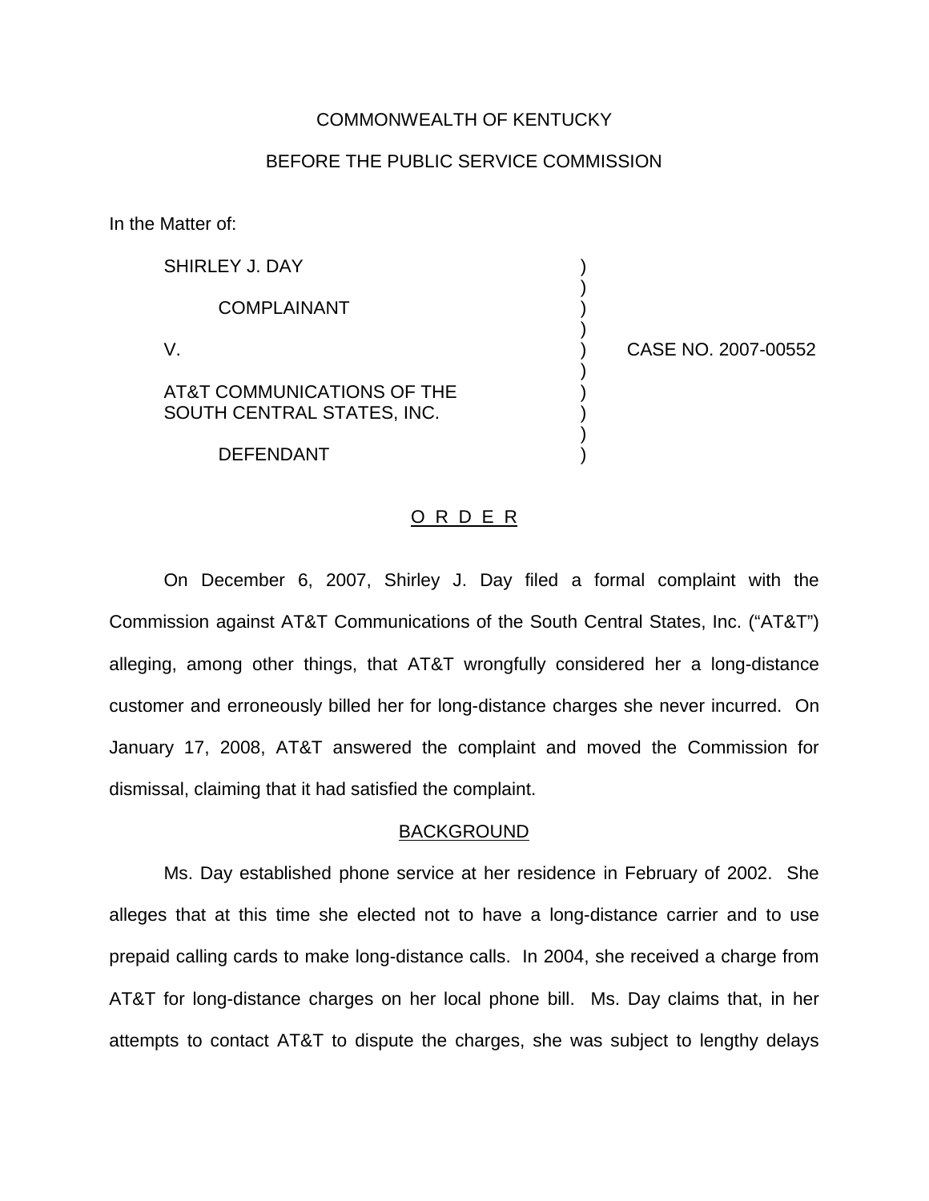COMMONWEALTH OF KENTUCKY

BEFORE THE PUBLIC SERVICE COMMISSION

In the Matter of:

| | | |
|---|---|---|
| SHIRLEY J. DAY<br><br>COMPLAINANT<br><br>V.<br><br>AT&T COMMUNICATIONS OF THE SOUTH CENTRAL STATES, INC.<br><br>DEFENDANT | ) | CASE NO. 2007-00552 |

## O R D E R

On December 6, 2007, Shirley J. Day filed a formal complaint with the Commission against AT&T Communications of the South Central States, Inc. ("AT&T") alleging, among other things, that AT&T wrongfully considered her a long-distance customer and erroneously billed her for long-distance charges she never incurred. On January 17, 2008, AT&T answered the complaint and moved the Commission for dismissal, claiming that it had satisfied the complaint.

## BACKGROUND

Ms. Day established phone service at her residence in February of 2002. She alleges that at this time she elected not to have a long-distance carrier and to use prepaid calling cards to make long-distance calls. In 2004, she received a charge from AT&T for long-distance charges on her local phone bill. Ms. Day claims that, in her attempts to contact AT&T to dispute the charges, she was subject to lengthy delays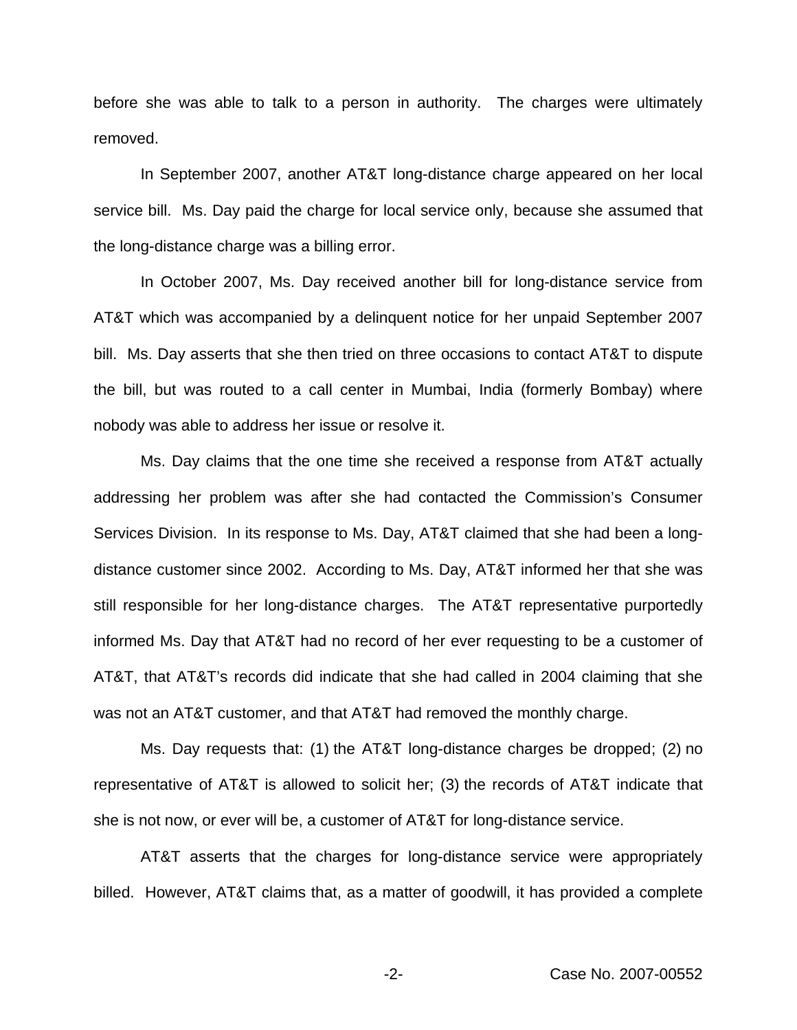before she was able to talk to a person in authority. The charges were ultimately removed.

In September 2007, another AT&T long-distance charge appeared on her local service bill. Ms. Day paid the charge for local service only, because she assumed that the long-distance charge was a billing error.

In October 2007, Ms. Day received another bill for long-distance service from AT&T which was accompanied by a delinquent notice for her unpaid September 2007 bill. Ms. Day asserts that she then tried on three occasions to contact AT&T to dispute the bill, but was routed to a call center in Mumbai, India (formerly Bombay) where nobody was able to address her issue or resolve it.

Ms. Day claims that the one time she received a response from AT&T actually addressing her problem was after she had contacted the Commission's Consumer Services Division. In its response to Ms. Day, AT&T claimed that she had been a long-distance customer since 2002. According to Ms. Day, AT&T informed her that she was still responsible for her long-distance charges. The AT&T representative purportedly informed Ms. Day that AT&T had no record of her ever requesting to be a customer of AT&T, that AT&T's records did indicate that she had called in 2004 claiming that she was not an AT&T customer, and that AT&T had removed the monthly charge.

Ms. Day requests that: (1) the AT&T long-distance charges be dropped; (2) no representative of AT&T is allowed to solicit her; (3) the records of AT&T indicate that she is not now, or ever will be, a customer of AT&T for long-distance service.

AT&T asserts that the charges for long-distance service were appropriately billed. However, AT&T claims that, as a matter of goodwill, it has provided a complete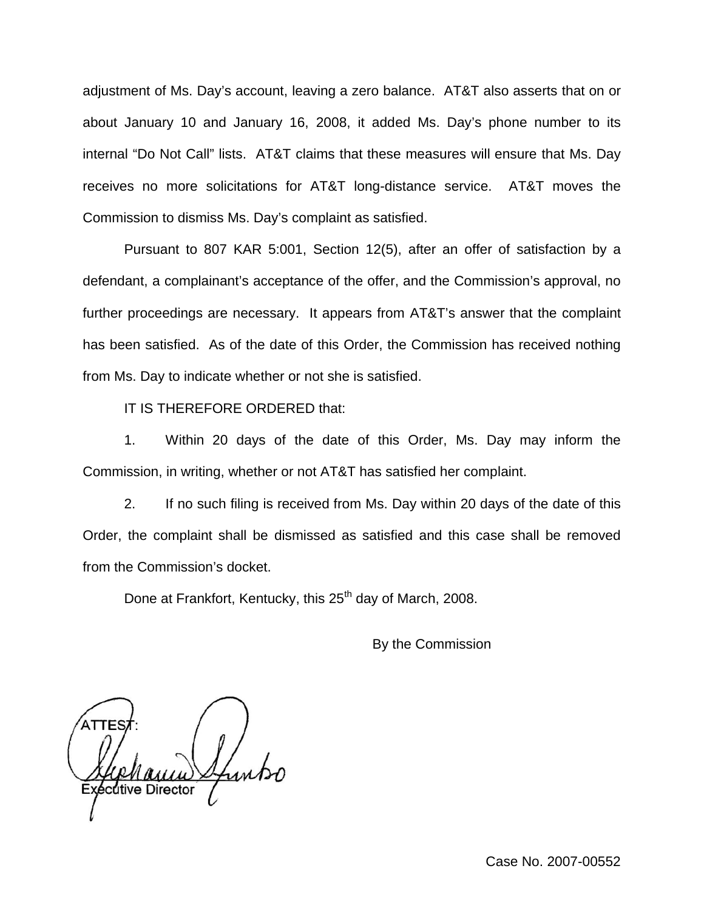adjustment of Ms. Day's account, leaving a zero balance. AT&T also asserts that on or about January 10 and January 16, 2008, it added Ms. Day's phone number to its internal "Do Not Call" lists. AT&T claims that these measures will ensure that Ms. Day receives no more solicitations for AT&T long-distance service. AT&T moves the Commission to dismiss Ms. Day's complaint as satisfied.

Pursuant to 807 KAR 5:001, Section 12(5), after an offer of satisfaction by a defendant, a complainant's acceptance of the offer, and the Commission's approval, no further proceedings are necessary. It appears from AT&T's answer that the complaint has been satisfied. As of the date of this Order, the Commission has received nothing from Ms. Day to indicate whether or not she is satisfied.

IT IS THEREFORE ORDERED that:

1. Within 20 days of the date of this Order, Ms. Day may inform the Commission, in writing, whether or not AT&T has satisfied her complaint.

2. If no such filing is received from Ms. Day within 20 days of the date of this Order, the complaint shall be dismissed as satisfied and this case shall be removed from the Commission's docket.

Done at Frankfort, Kentucky, this 25th day of March, 2008.

By the Commission

ATTEST:

Executive Director

Case No. 2007-00552